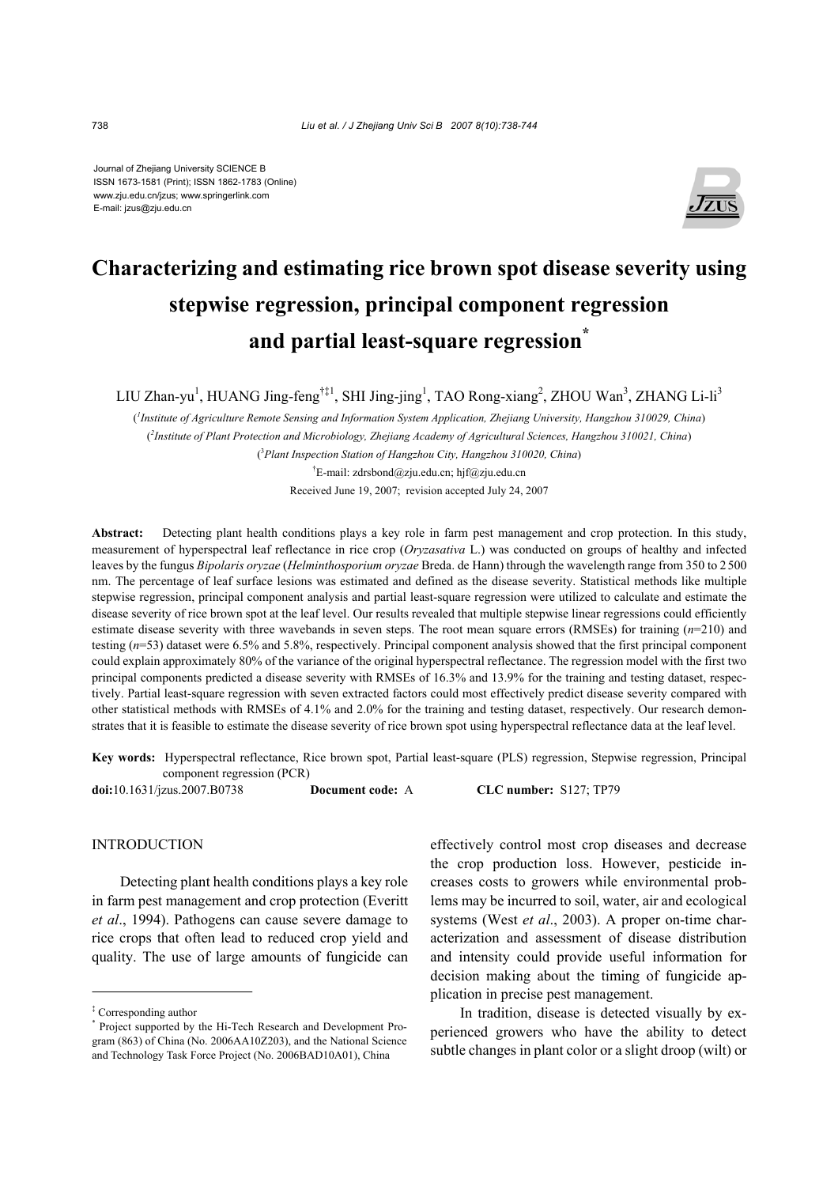Journal of Zhejiang University SCIENCE B
ISSN 1673-1581 (Print); ISSN 1862-1783 (Online)
www.zju.edu.cn/jzus; www.springerlink.com
E-mail: jzus@zju.edu.cn

# Characterizing and estimating rice brown spot disease severity using stepwise regression, principal component regression and partial least-square regression*

LIU Zhan-yu[1], HUANG Jing-feng[†‡1], SHI Jing-jing[1], TAO Rong-xiang[2], ZHOU Wan[3], ZHANG Li-li[3]

([1]*Institute of Agriculture Remote Sensing and Information System Application, Zhejiang University, Hangzhou 310029, China*)

([2]*Institute of Plant Protection and Microbiology, Zhejiang Academy of Agricultural Sciences, Hangzhou 310021, China*)

([3]*Plant Inspection Station of Hangzhou City, Hangzhou 310020, China*)

[†]E-mail: zdrsbond@zju.edu.cn; hjf@zju.edu.cn

Received June 19, 2007; revision accepted July 24, 2007

**Abstract:** Detecting plant health conditions plays a key role in farm pest management and crop protection. In this study, measurement of hyperspectral leaf reflectance in rice crop (*Oryzasativa* L.) was conducted on groups of healthy and infected leaves by the fungus *Bipolaris oryzae* (*Helminthosporium oryzae* Breda. de Hann) through the wavelength range from 350 to 2 500 nm. The percentage of leaf surface lesions was estimated and defined as the disease severity. Statistical methods like multiple stepwise regression, principal component analysis and partial least-square regression were utilized to calculate and estimate the disease severity of rice brown spot at the leaf level. Our results revealed that multiple stepwise linear regressions could efficiently estimate disease severity with three wavebands in seven steps. The root mean square errors (RMSEs) for training ($n$=210) and testing ($n$=53) dataset were 6.5% and 5.8%, respectively. Principal component analysis showed that the first principal component could explain approximately 80% of the variance of the original hyperspectral reflectance. The regression model with the first two principal components predicted a disease severity with RMSEs of 16.3% and 13.9% for the training and testing dataset, respectively. Partial least-square regression with seven extracted factors could most effectively predict disease severity compared with other statistical methods with RMSEs of 4.1% and 2.0% for the training and testing dataset, respectively. Our research demonstrates that it is feasible to estimate the disease severity of rice brown spot using hyperspectral reflectance data at the leaf level.

**Key words:** Hyperspectral reflectance, Rice brown spot, Partial least-square (PLS) regression, Stepwise regression, Principal component regression (PCR)

**doi:**10.1631/jzus.2007.B0738 **Document code:** A **CLC number:** S127; TP79

## INTRODUCTION

Detecting plant health conditions plays a key role in farm pest management and crop protection (Everitt *et al*., 1994). Pathogens can cause severe damage to rice crops that often lead to reduced crop yield and quality. The use of large amounts of fungicide can effectively control most crop diseases and decrease the crop production loss. However, pesticide increases costs to growers while environmental problems may be incurred to soil, water, air and ecological systems (West *et al*., 2003). A proper on-time characterization and assessment of disease distribution and intensity could provide useful information for decision making about the timing of fungicide application in precise pest management.

In tradition, disease is detected visually by experienced growers who have the ability to detect subtle changes in plant color or a slight droop (wilt) or

---

‡ Corresponding author

\* Project supported by the Hi-Tech Research and Development Program (863) of China (No. 2006AA10Z203), and the National Science and Technology Task Force Project (No. 2006BAD10A01), China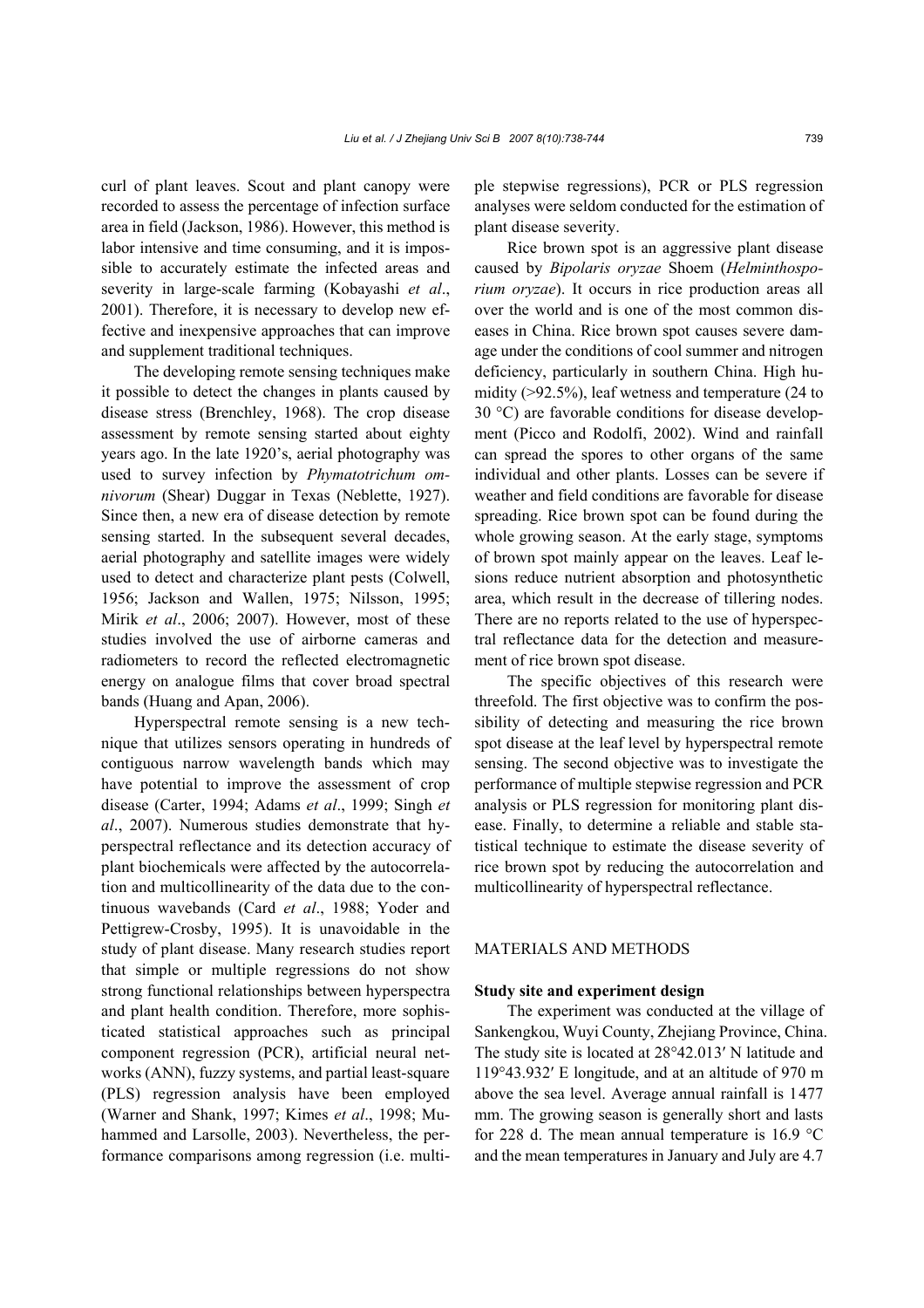curl of plant leaves. Scout and plant canopy were recorded to assess the percentage of infection surface area in field (Jackson, 1986). However, this method is labor intensive and time consuming, and it is impossible to accurately estimate the infected areas and severity in large-scale farming (Kobayashi *et al*., 2001). Therefore, it is necessary to develop new effective and inexpensive approaches that can improve and supplement traditional techniques.

The developing remote sensing techniques make it possible to detect the changes in plants caused by disease stress (Brenchley, 1968). The crop disease assessment by remote sensing started about eighty years ago. In the late 1920's, aerial photography was used to survey infection by *Phymatotrichum omnivorum* (Shear) Duggar in Texas (Neblette, 1927). Since then, a new era of disease detection by remote sensing started. In the subsequent several decades, aerial photography and satellite images were widely used to detect and characterize plant pests (Colwell, 1956; Jackson and Wallen, 1975; Nilsson, 1995; Mirik *et al*., 2006; 2007). However, most of these studies involved the use of airborne cameras and radiometers to record the reflected electromagnetic energy on analogue films that cover broad spectral bands (Huang and Apan, 2006).

Hyperspectral remote sensing is a new technique that utilizes sensors operating in hundreds of contiguous narrow wavelength bands which may have potential to improve the assessment of crop disease (Carter, 1994; Adams *et al*., 1999; Singh *et al*., 2007). Numerous studies demonstrate that hyperspectral reflectance and its detection accuracy of plant biochemicals were affected by the autocorrelation and multicollinearity of the data due to the continuous wavebands (Card *et al*., 1988; Yoder and Pettigrew-Crosby, 1995). It is unavoidable in the study of plant disease. Many research studies report that simple or multiple regressions do not show strong functional relationships between hyperspectra and plant health condition. Therefore, more sophisticated statistical approaches such as principal component regression (PCR), artificial neural networks (ANN), fuzzy systems, and partial least-square (PLS) regression analysis have been employed (Warner and Shank, 1997; Kimes *et al*., 1998; Muhammed and Larsolle, 2003). Nevertheless, the performance comparisons among regression (i.e. multiple stepwise regressions), PCR or PLS regression analyses were seldom conducted for the estimation of plant disease severity.

Rice brown spot is an aggressive plant disease caused by *Bipolaris oryzae* Shoem (*Helminthosporium oryzae*). It occurs in rice production areas all over the world and is one of the most common diseases in China. Rice brown spot causes severe damage under the conditions of cool summer and nitrogen deficiency, particularly in southern China. High humidity (>92.5%), leaf wetness and temperature (24 to 30 °C) are favorable conditions for disease development (Picco and Rodolfi, 2002). Wind and rainfall can spread the spores to other organs of the same individual and other plants. Losses can be severe if weather and field conditions are favorable for disease spreading. Rice brown spot can be found during the whole growing season. At the early stage, symptoms of brown spot mainly appear on the leaves. Leaf lesions reduce nutrient absorption and photosynthetic area, which result in the decrease of tillering nodes. There are no reports related to the use of hyperspectral reflectance data for the detection and measurement of rice brown spot disease.

The specific objectives of this research were threefold. The first objective was to confirm the possibility of detecting and measuring the rice brown spot disease at the leaf level by hyperspectral remote sensing. The second objective was to investigate the performance of multiple stepwise regression and PCR analysis or PLS regression for monitoring plant disease. Finally, to determine a reliable and stable statistical technique to estimate the disease severity of rice brown spot by reducing the autocorrelation and multicollinearity of hyperspectral reflectance.

## MATERIALS AND METHODS

### Study site and experiment design

The experiment was conducted at the village of Sankengkou, Wuyi County, Zhejiang Province, China. The study site is located at 28°42.013′ N latitude and 119°43.932′ E longitude, and at an altitude of 970 m above the sea level. Average annual rainfall is 1477 mm. The growing season is generally short and lasts for 228 d. The mean annual temperature is 16.9 °C and the mean temperatures in January and July are 4.7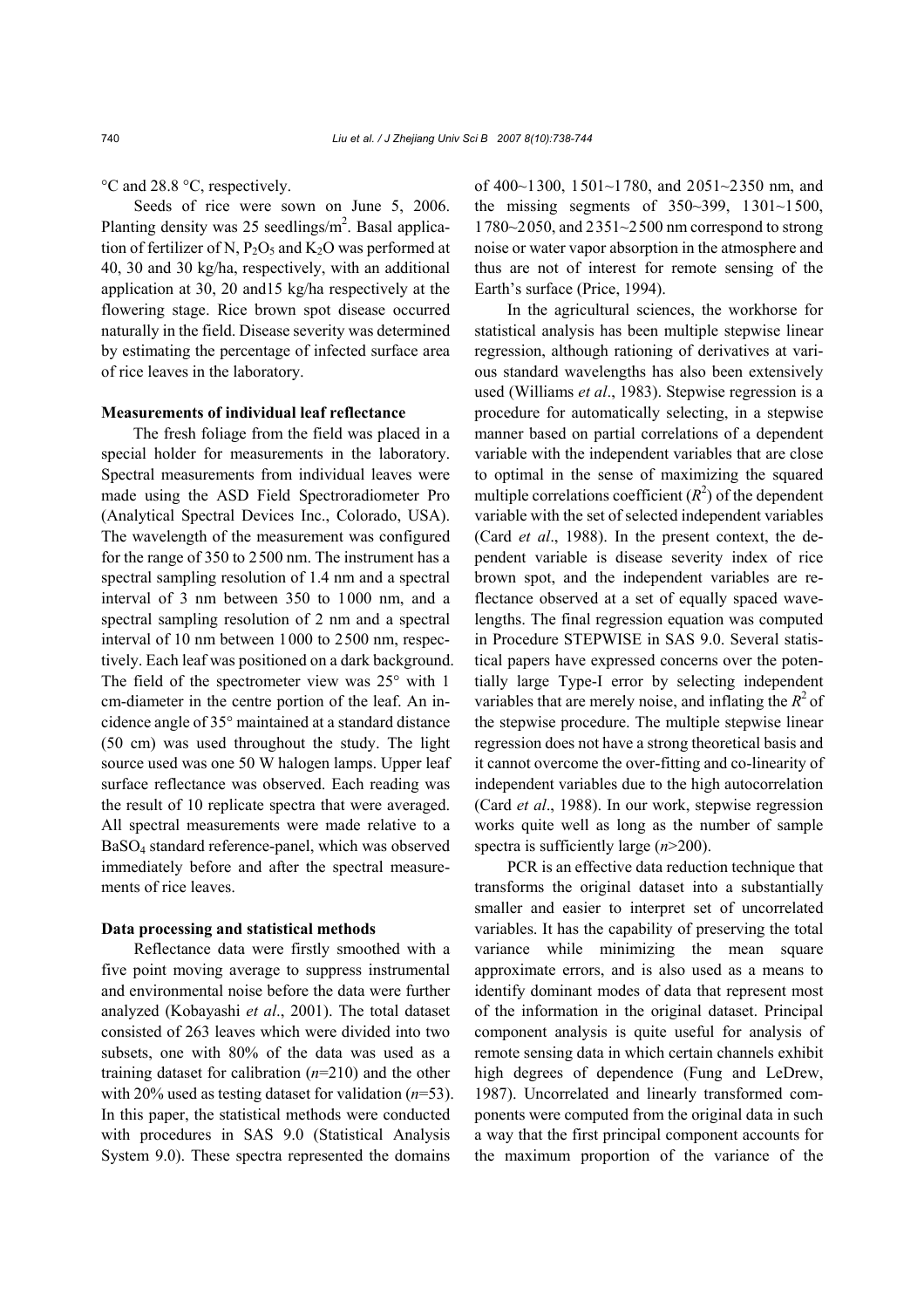°C and 28.8 °C, respectively.

Seeds of rice were sown on June 5, 2006. Planting density was 25 seedlings/m$^2$. Basal application of fertilizer of N, $P_2O_5$ and $K_2O$ was performed at 40, 30 and 30 kg/ha, respectively, with an additional application at 30, 20 and15 kg/ha respectively at the flowering stage. Rice brown spot disease occurred naturally in the field. Disease severity was determined by estimating the percentage of infected surface area of rice leaves in the laboratory.

### Measurements of individual leaf reflectance

The fresh foliage from the field was placed in a special holder for measurements in the laboratory. Spectral measurements from individual leaves were made using the ASD Field Spectroradiometer Pro (Analytical Spectral Devices Inc., Colorado, USA). The wavelength of the measurement was configured for the range of 350 to 2500 nm. The instrument has a spectral sampling resolution of 1.4 nm and a spectral interval of 3 nm between 350 to 1000 nm, and a spectral sampling resolution of 2 nm and a spectral interval of 10 nm between 1000 to 2500 nm, respectively. Each leaf was positioned on a dark background. The field of the spectrometer view was 25° with 1 cm-diameter in the centre portion of the leaf. An incidence angle of 35° maintained at a standard distance (50 cm) was used throughout the study. The light source used was one 50 W halogen lamps. Upper leaf surface reflectance was observed. Each reading was the result of 10 replicate spectra that were averaged. All spectral measurements were made relative to a $BaSO_4$ standard reference-panel, which was observed immediately before and after the spectral measurements of rice leaves.

### Data processing and statistical methods

Reflectance data were firstly smoothed with a five point moving average to suppress instrumental and environmental noise before the data were further analyzed (Kobayashi *et al*., 2001). The total dataset consisted of 263 leaves which were divided into two subsets, one with 80% of the data was used as a training dataset for calibration ($n$=210) and the other with 20% used as testing dataset for validation ($n$=53). In this paper, the statistical methods were conducted with procedures in SAS 9.0 (Statistical Analysis System 9.0). These spectra represented the domains of 400~1300, 1501~1780, and 2051~2350 nm, and the missing segments of 350~399, 1301~1500, 1780~2050, and 2351~2500 nm correspond to strong noise or water vapor absorption in the atmosphere and thus are not of interest for remote sensing of the Earth's surface (Price, 1994).

In the agricultural sciences, the workhorse for statistical analysis has been multiple stepwise linear regression, although rationing of derivatives at various standard wavelengths has also been extensively used (Williams *et al*., 1983). Stepwise regression is a procedure for automatically selecting, in a stepwise manner based on partial correlations of a dependent variable with the independent variables that are close to optimal in the sense of maximizing the squared multiple correlations coefficient ($R^2$) of the dependent variable with the set of selected independent variables (Card *et al*., 1988). In the present context, the dependent variable is disease severity index of rice brown spot, and the independent variables are reflectance observed at a set of equally spaced wavelengths. The final regression equation was computed in Procedure STEPWISE in SAS 9.0. Several statistical papers have expressed concerns over the potentially large Type-I error by selecting independent variables that are merely noise, and inflating the $R^2$ of the stepwise procedure. The multiple stepwise linear regression does not have a strong theoretical basis and it cannot overcome the over-fitting and co-linearity of independent variables due to the high autocorrelation (Card *et al*., 1988). In our work, stepwise regression works quite well as long as the number of sample spectra is sufficiently large ($n$>200).

PCR is an effective data reduction technique that transforms the original dataset into a substantially smaller and easier to interpret set of uncorrelated variables. It has the capability of preserving the total variance while minimizing the mean square approximate errors, and is also used as a means to identify dominant modes of data that represent most of the information in the original dataset. Principal component analysis is quite useful for analysis of remote sensing data in which certain channels exhibit high degrees of dependence (Fung and LeDrew, 1987). Uncorrelated and linearly transformed components were computed from the original data in such a way that the first principal component accounts for the maximum proportion of the variance of the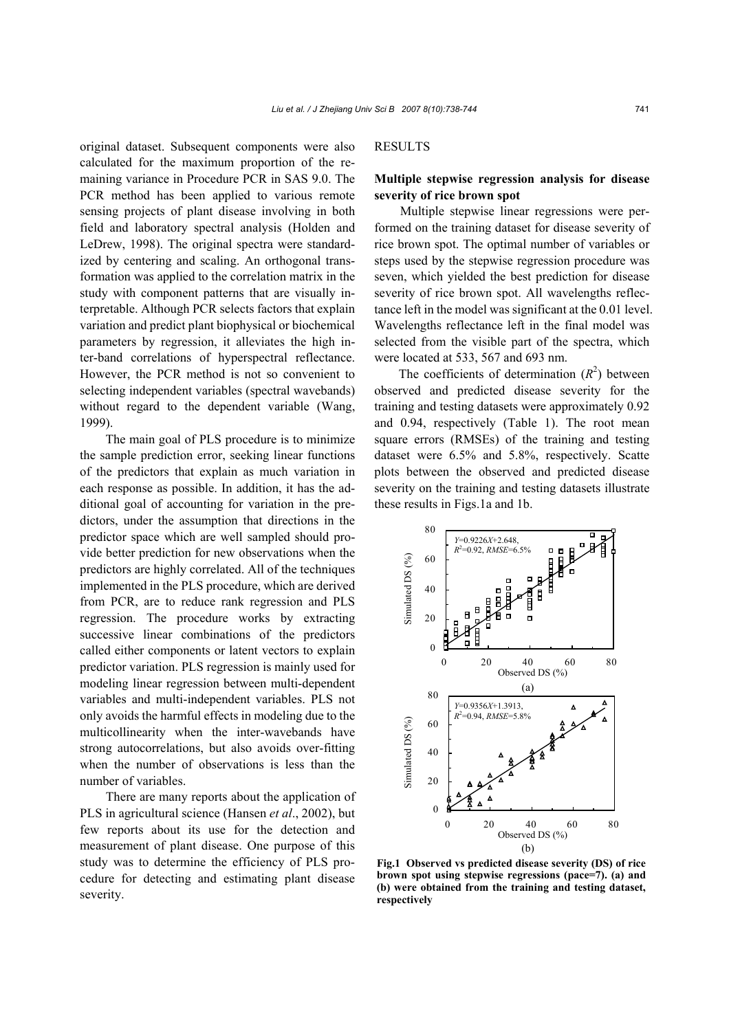original dataset. Subsequent components were also calculated for the maximum proportion of the remaining variance in Procedure PCR in SAS 9.0. The PCR method has been applied to various remote sensing projects of plant disease involving in both field and laboratory spectral analysis (Holden and LeDrew, 1998). The original spectra were standardized by centering and scaling. An orthogonal transformation was applied to the correlation matrix in the study with component patterns that are visually interpretable. Although PCR selects factors that explain variation and predict plant biophysical or biochemical parameters by regression, it alleviates the high inter-band correlations of hyperspectral reflectance. However, the PCR method is not so convenient to selecting independent variables (spectral wavebands) without regard to the dependent variable (Wang, 1999).

The main goal of PLS procedure is to minimize the sample prediction error, seeking linear functions of the predictors that explain as much variation in each response as possible. In addition, it has the additional goal of accounting for variation in the predictors, under the assumption that directions in the predictor space which are well sampled should provide better prediction for new observations when the predictors are highly correlated. All of the techniques implemented in the PLS procedure, which are derived from PCR, are to reduce rank regression and PLS regression. The procedure works by extracting successive linear combinations of the predictors called either components or latent vectors to explain predictor variation. PLS regression is mainly used for modeling linear regression between multi-dependent variables and multi-independent variables. PLS not only avoids the harmful effects in modeling due to the multicollinearity when the inter-wavebands have strong autocorrelations, but also avoids over-fitting when the number of observations is less than the number of variables.

There are many reports about the application of PLS in agricultural science (Hansen *et al*., 2002), but few reports about its use for the detection and measurement of plant disease. One purpose of this study was to determine the efficiency of PLS procedure for detecting and estimating plant disease severity.

## RESULTS

### Multiple stepwise regression analysis for disease severity of rice brown spot

Multiple stepwise linear regressions were performed on the training dataset for disease severity of rice brown spot. The optimal number of variables or steps used by the stepwise regression procedure was seven, which yielded the best prediction for disease severity of rice brown spot. All wavelengths reflectance left in the model was significant at the 0.01 level. Wavelengths reflectance left in the final model was selected from the visible part of the spectra, which were located at 533, 567 and 693 nm.

The coefficients of determination ($R^2$) between observed and predicted disease severity for the training and testing datasets were approximately 0.92 and 0.94, respectively (Table 1). The root mean square errors (RMSEs) of the training and testing dataset were 6.5% and 5.8%, respectively. Scatte plots between the observed and predicted disease severity on the training and testing datasets illustrate these results in Figs.1a and 1b.

**Fig.1 Observed vs predicted disease severity (DS) of rice brown spot using stepwise regressions (pace=7). (a) and (b) were obtained from the training and testing dataset, respectively**

(a) $Y=0.9226X+2.648$, $R^2=0.92$, $RMSE=6.5\%$

(b) $Y=0.9356X+1.3913$, $R^2=0.94$, $RMSE=5.8\%$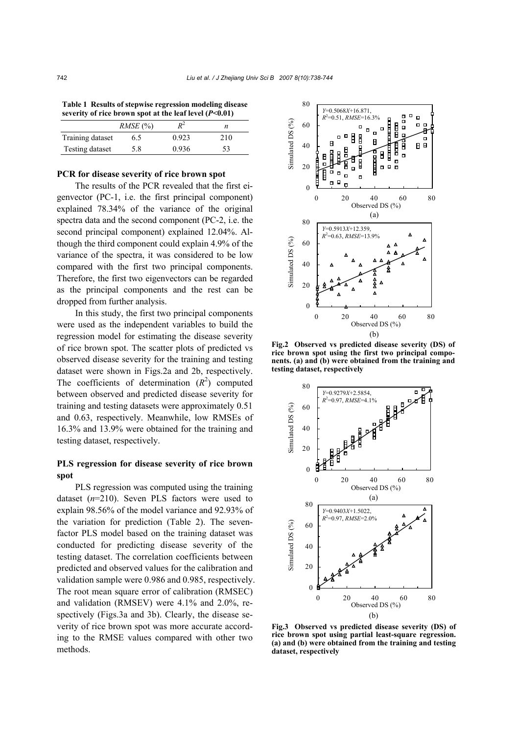**Table 1 Results of stepwise regression modeling disease severity of rice brown spot at the leaf level ($P$<0.01)**

| | $RMSE$ (%) | $R^2$ | $n$ |
|---|---|---|---|
| Training dataset | 6.5 | 0.923 | 210 |
| Testing dataset | 5.8 | 0.936 | 53 |

**PCR for disease severity of rice brown spot**

The results of the PCR revealed that the first eigenvector (PC-1, i.e. the first principal component) explained 78.34% of the variance of the original spectra data and the second component (PC-2, i.e. the second principal component) explained 12.04%. Although the third component could explain 4.9% of the variance of the spectra, it was considered to be low compared with the first two principal components. Therefore, the first two eigenvectors can be regarded as the principal components and the rest can be dropped from further analysis.

In this study, the first two principal components were used as the independent variables to build the regression model for estimating the disease severity of rice brown spot. The scatter plots of predicted vs observed disease severity for the training and testing dataset were shown in Figs.2a and 2b, respectively. The coefficients of determination ($R^2$) computed between observed and predicted disease severity for training and testing datasets were approximately 0.51 and 0.63, respectively. Meanwhile, low RMSEs of 16.3% and 13.9% were obtained for the training and testing dataset, respectively.

**PLS regression for disease severity of rice brown spot**

PLS regression was computed using the training dataset ($n$=210). Seven PLS factors were used to explain 98.56% of the model variance and 92.93% of the variation for prediction (Table 2). The seven-factor PLS model based on the training dataset was conducted for predicting disease severity of the testing dataset. The correlation coefficients between predicted and observed values for the calibration and validation sample were 0.986 and 0.985, respectively. The root mean square error of calibration (RMSEC) and validation (RMSEV) were 4.1% and 2.0%, respectively (Figs.3a and 3b). Clearly, the disease severity of rice brown spot was more accurate according to the RMSE values compared with other two methods.

$Y$=0.5068$X$+16.871, $R^2$=0.51, $RMSE$=16.3%

(a)

$Y$=0.5913$X$+12.359, $R^2$=0.63, $RMSE$=13.9%

(b)

**Fig.2 Observed vs predicted disease severity (DS) of rice brown spot using the first two principal components. (a) and (b) were obtained from the training and testing dataset, respectively**

$Y$=0.9279$X$+2.5854, $R^2$=0.97, $RMSE$=4.1%

(a)

$Y$=0.9403$X$+1.5022, $R^2$=0.97, $RMSE$=2.0%

(b)

**Fig.3 Observed vs predicted disease severity (DS) of rice brown spot using partial least-square regression. (a) and (b) were obtained from the training and testing dataset, respectively**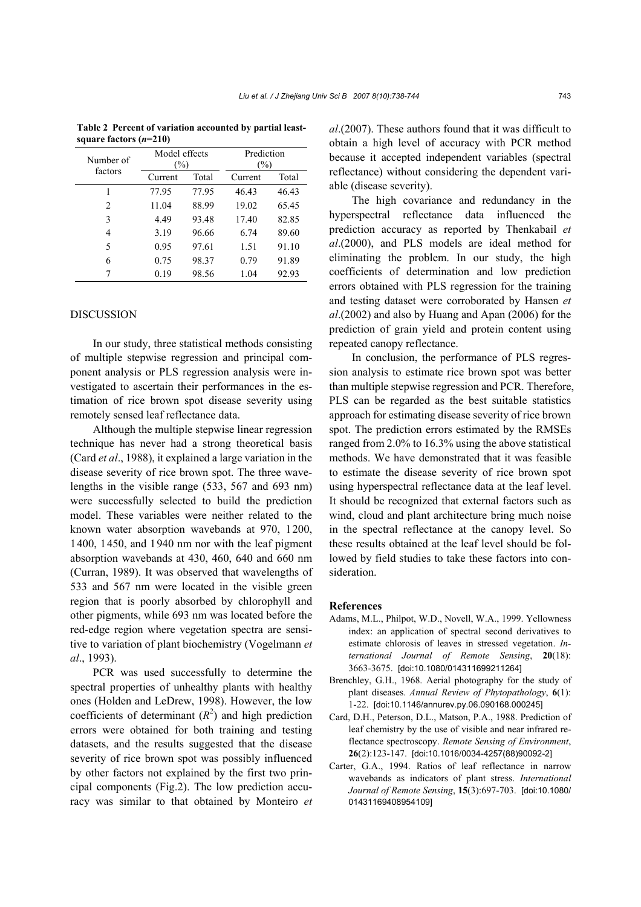**Table 2 Percent of variation accounted by partial least-square factors ($n$=210)**

| Number of factors | Model effects (%) | | Prediction (%) | |
|---|---|---|---|---|
| | Current | Total | Current | Total |
| 1 | 77.95 | 77.95 | 46.43 | 46.43 |
| 2 | 11.04 | 88.99 | 19.02 | 65.45 |
| 3 | 4.49 | 93.48 | 17.40 | 82.85 |
| 4 | 3.19 | 96.66 | 6.74 | 89.60 |
| 5 | 0.95 | 97.61 | 1.51 | 91.10 |
| 6 | 0.75 | 98.37 | 0.79 | 91.89 |
| 7 | 0.19 | 98.56 | 1.04 | 92.93 |

## DISCUSSION

In our study, three statistical methods consisting of multiple stepwise regression and principal component analysis or PLS regression analysis were investigated to ascertain their performances in the estimation of rice brown spot disease severity using remotely sensed leaf reflectance data.

Although the multiple stepwise linear regression technique has never had a strong theoretical basis (Card *et al*., 1988), it explained a large variation in the disease severity of rice brown spot. The three wavelengths in the visible range (533, 567 and 693 nm) were successfully selected to build the prediction model. These variables were neither related to the known water absorption wavebands at 970, 1200, 1400, 1450, and 1940 nm nor with the leaf pigment absorption wavebands at 430, 460, 640 and 660 nm (Curran, 1989). It was observed that wavelengths of 533 and 567 nm were located in the visible green region that is poorly absorbed by chlorophyll and other pigments, while 693 nm was located before the red-edge region where vegetation spectra are sensitive to variation of plant biochemistry (Vogelmann *et al*., 1993).

PCR was used successfully to determine the spectral properties of unhealthy plants with healthy ones (Holden and LeDrew, 1998). However, the low coefficients of determinant ($R^2$) and high prediction errors were obtained for both training and testing datasets, and the results suggested that the disease severity of rice brown spot was possibly influenced by other factors not explained by the first two principal components (Fig.2). The low prediction accuracy was similar to that obtained by Monteiro *et al*.(2007). These authors found that it was difficult to obtain a high level of accuracy with PCR method because it accepted independent variables (spectral reflectance) without considering the dependent variable (disease severity).

The high covariance and redundancy in the hyperspectral reflectance data influenced the prediction accuracy as reported by Thenkabail *et al*.(2000), and PLS models are ideal method for eliminating the problem. In our study, the high coefficients of determination and low prediction errors obtained with PLS regression for the training and testing dataset were corroborated by Hansen *et al*.(2002) and also by Huang and Apan (2006) for the prediction of grain yield and protein content using repeated canopy reflectance.

In conclusion, the performance of PLS regression analysis to estimate rice brown spot was better than multiple stepwise regression and PCR. Therefore, PLS can be regarded as the best suitable statistics approach for estimating disease severity of rice brown spot. The prediction errors estimated by the RMSEs ranged from 2.0% to 16.3% using the above statistical methods. We have demonstrated that it was feasible to estimate the disease severity of rice brown spot using hyperspectral reflectance data at the leaf level. It should be recognized that external factors such as wind, cloud and plant architecture bring much noise in the spectral reflectance at the canopy level. So these results obtained at the leaf level should be followed by field studies to take these factors into consideration.

## References

Adams, M.L., Philpot, W.D., Novell, W.A., 1999. Yellowness index: an application of spectral second derivatives to estimate chlorosis of leaves in stressed vegetation. *International Journal of Remote Sensing*, **20**(18): 3663-3675. [doi:10.1080/014311699211264]

Brenchley, G.H., 1968. Aerial photography for the study of plant diseases. *Annual Review of Phytopathology*, **6**(1): 1-22. [doi:10.1146/annurev.py.06.090168.000245]

Card, D.H., Peterson, D.L., Matson, P.A., 1988. Prediction of leaf chemistry by the use of visible and near infrared reflectance spectroscopy. *Remote Sensing of Environment*, **26**(2):123-147. [doi:10.1016/0034-4257(88)90092-2]

Carter, G.A., 1994. Ratios of leaf reflectance in narrow wavebands as indicators of plant stress. *International Journal of Remote Sensing*, **15**(3):697-703. [doi:10.1080/01431169408954109]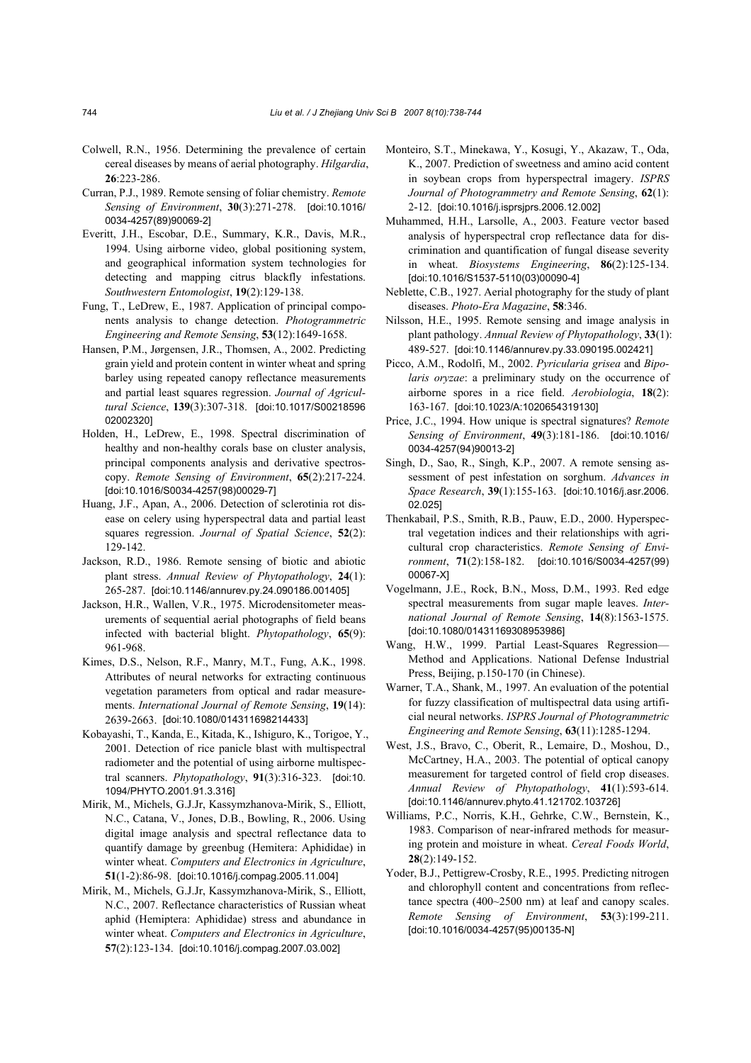Colwell, R.N., 1956. Determining the prevalence of certain cereal diseases by means of aerial photography. *Hilgardia*, **26**:223-286.

Curran, P.J., 1989. Remote sensing of foliar chemistry. *Remote Sensing of Environment*, **30**(3):271-278. [doi:10.1016/0034-4257(89)90069-2]

Everitt, J.H., Escobar, D.E., Summary, K.R., Davis, M.R., 1994. Using airborne video, global positioning system, and geographical information system technologies for detecting and mapping citrus blackfly infestations. *Southwestern Entomologist*, **19**(2):129-138.

Fung, T., LeDrew, E., 1987. Application of principal components analysis to change detection. *Photogrammetric Engineering and Remote Sensing*, **53**(12):1649-1658.

Hansen, P.M., Jørgensen, J.R., Thomsen, A., 2002. Predicting grain yield and protein content in winter wheat and spring barley using repeated canopy reflectance measurements and partial least squares regression. *Journal of Agricultural Science*, **139**(3):307-318. [doi:10.1017/S0021859602002320]

Holden, H., LeDrew, E., 1998. Spectral discrimination of healthy and non-healthy corals base on cluster analysis, principal components analysis and derivative spectroscopy. *Remote Sensing of Environment*, **65**(2):217-224. [doi:10.1016/S0034-4257(98)00029-7]

Huang, J.F., Apan, A., 2006. Detection of sclerotinia rot disease on celery using hyperspectral data and partial least squares regression. *Journal of Spatial Science*, **52**(2):129-142.

Jackson, R.D., 1986. Remote sensing of biotic and abiotic plant stress. *Annual Review of Phytopathology*, **24**(1):265-287. [doi:10.1146/annurev.py.24.090186.001405]

Jackson, H.R., Wallen, V.R., 1975. Microdensitometer measurements of sequential aerial photographs of field beans infected with bacterial blight. *Phytopathology*, **65**(9):961-968.

Kimes, D.S., Nelson, R.F., Manry, M.T., Fung, A.K., 1998. Attributes of neural networks for extracting continuous vegetation parameters from optical and radar measurements. *International Journal of Remote Sensing*, **19**(14):2639-2663. [doi:10.1080/014311698214433]

Kobayashi, T., Kanda, E., Kitada, K., Ishiguro, K., Torigoe, Y., 2001. Detection of rice panicle blast with multispectral radiometer and the potential of using airborne multispectral scanners. *Phytopathology*, **91**(3):316-323. [doi:10.1094/PHYTO.2001.91.3.316]

Mirik, M., Michels, G.J.Jr, Kassymzhanova-Mirik, S., Elliott, N.C., Catana, V., Jones, D.B., Bowling, R., 2006. Using digital image analysis and spectral reflectance data to quantify damage by greenbug (Hemitera: Aphididae) in winter wheat. *Computers and Electronics in Agriculture*, **51**(1-2):86-98. [doi:10.1016/j.compag.2005.11.004]

Mirik, M., Michels, G.J.Jr, Kassymzhanova-Mirik, S., Elliott, N.C., 2007. Reflectance characteristics of Russian wheat aphid (Hemiptera: Aphididae) stress and abundance in winter wheat. *Computers and Electronics in Agriculture*, **57**(2):123-134. [doi:10.1016/j.compag.2007.03.002]

Monteiro, S.T., Minekawa, Y., Kosugi, Y., Akazaw, T., Oda, K., 2007. Prediction of sweetness and amino acid content in soybean crops from hyperspectral imagery. *ISPRS Journal of Photogrammetry and Remote Sensing*, **62**(1):2-12. [doi:10.1016/j.isprsjprs.2006.12.002]

Muhammed, H.H., Larsolle, A., 2003. Feature vector based analysis of hyperspectral crop reflectance data for discrimination and quantification of fungal disease severity in wheat. *Biosystems Engineering*, **86**(2):125-134. [doi:10.1016/S1537-5110(03)00090-4]

Neblette, C.B., 1927. Aerial photography for the study of plant diseases. *Photo-Era Magazine*, **58**:346.

Nilsson, H.E., 1995. Remote sensing and image analysis in plant pathology. *Annual Review of Phytopathology*, **33**(1):489-527. [doi:10.1146/annurev.py.33.090195.002421]

Picco, A.M., Rodolfi, M., 2002. *Pyricularia grisea* and *Bipolaris oryzae*: a preliminary study on the occurrence of airborne spores in a rice field. *Aerobiologia*, **18**(2):163-167. [doi:10.1023/A:1020654319130]

Price, J.C., 1994. How unique is spectral signatures? *Remote Sensing of Environment*, **49**(3):181-186. [doi:10.1016/0034-4257(94)90013-2]

Singh, D., Sao, R., Singh, K.P., 2007. A remote sensing assessment of pest infestation on sorghum. *Advances in Space Research*, **39**(1):155-163. [doi:10.1016/j.asr.2006.02.025]

Thenkabail, P.S., Smith, R.B., Pauw, E.D., 2000. Hyperspectral vegetation indices and their relationships with agricultural crop characteristics. *Remote Sensing of Environment*, **71**(2):158-182. [doi:10.1016/S0034-4257(99)00067-X]

Vogelmann, J.E., Rock, B.N., Moss, D.M., 1993. Red edge spectral measurements from sugar maple leaves. *International Journal of Remote Sensing*, **14**(8):1563-1575. [doi:10.1080/01431169308953986]

Wang, H.W., 1999. Partial Least-Squares Regression—Method and Applications. National Defense Industrial Press, Beijing, p.150-170 (in Chinese).

Warner, T.A., Shank, M., 1997. An evaluation of the potential for fuzzy classification of multispectral data using artificial neural networks. *ISPRS Journal of Photogrammetric Engineering and Remote Sensing*, **63**(11):1285-1294.

West, J.S., Bravo, C., Oberit, R., Lemaire, D., Moshou, D., McCartney, H.A., 2003. The potential of optical canopy measurement for targeted control of field crop diseases. *Annual Review of Phytopathology*, **41**(1):593-614. [doi:10.1146/annurev.phyto.41.121702.103726]

Williams, P.C., Norris, K.H., Gehrke, C.W., Bernstein, K., 1983. Comparison of near-infrared methods for measuring protein and moisture in wheat. *Cereal Foods World*, **28**(2):149-152.

Yoder, B.J., Pettigrew-Crosby, R.E., 1995. Predicting nitrogen and chlorophyll content and concentrations from reflectance spectra (400~2500 nm) at leaf and canopy scales. *Remote Sensing of Environment*, **53**(3):199-211. [doi:10.1016/0034-4257(95)00135-N]